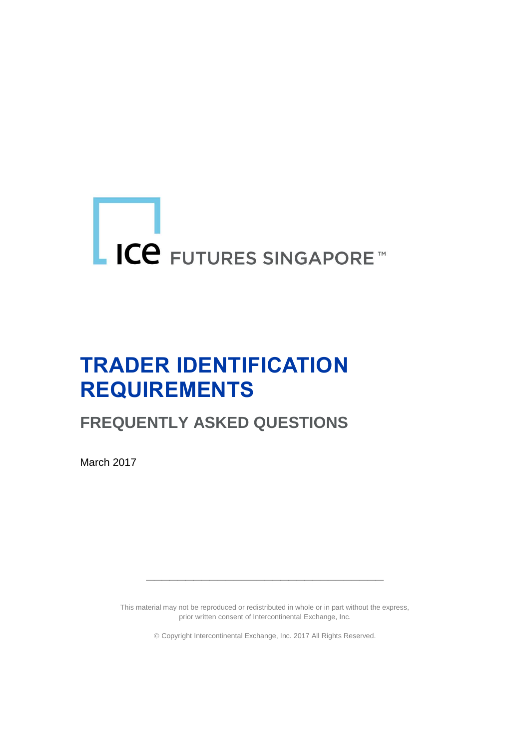ICE FUTURES SINGAPORE™

# TRADER IDENTIFICATION REQUIREMENTS

## FREQUENTLY ASKED QUESTIONS

March 2017

---

This material may not be reproduced or redistributed in whole or in part without the express, prior written consent of Intercontinental Exchange, Inc.

© Copyright Intercontinental Exchange, Inc. 2017 All Rights Reserved.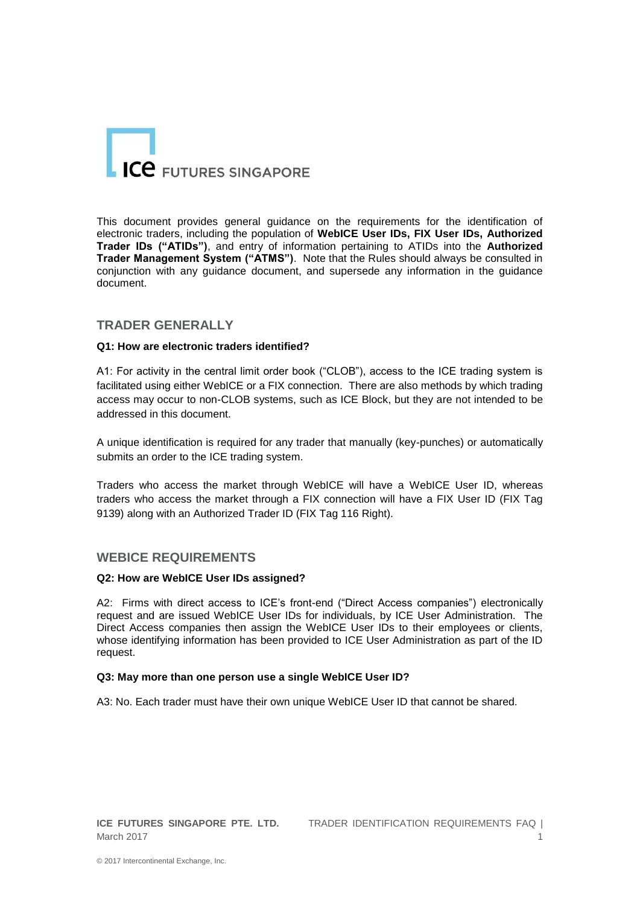# ICE FUTURES SINGAPORE

This document provides general guidance on the requirements for the identification of electronic traders, including the population of **WebICE User IDs, FIX User IDs, Authorized Trader IDs ("ATIDs")**, and entry of information pertaining to ATIDs into the **Authorized Trader Management System ("ATMS")**. Note that the Rules should always be consulted in conjunction with any guidance document, and supersede any information in the guidance document.

## TRADER GENERALLY

**Q1: How are electronic traders identified?**

A1: For activity in the central limit order book ("CLOB"), access to the ICE trading system is facilitated using either WebICE or a FIX connection. There are also methods by which trading access may occur to non-CLOB systems, such as ICE Block, but they are not intended to be addressed in this document.

A unique identification is required for any trader that manually (key-punches) or automatically submits an order to the ICE trading system.

Traders who access the market through WebICE will have a WebICE User ID, whereas traders who access the market through a FIX connection will have a FIX User ID (FIX Tag 9139) along with an Authorized Trader ID (FIX Tag 116 Right).

## WEBICE REQUIREMENTS

**Q2: How are WebICE User IDs assigned?**

A2: Firms with direct access to ICE's front-end ("Direct Access companies") electronically request and are issued WebICE User IDs for individuals, by ICE User Administration. The Direct Access companies then assign the WebICE User IDs to their employees or clients, whose identifying information has been provided to ICE User Administration as part of the ID request.

**Q3: May more than one person use a single WebICE User ID?**

A3: No. Each trader must have their own unique WebICE User ID that cannot be shared.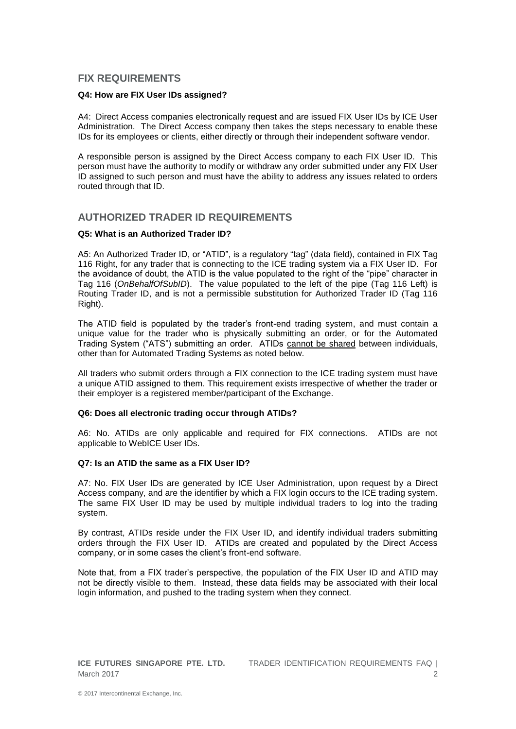## FIX REQUIREMENTS

**Q4: How are FIX User IDs assigned?**

A4: Direct Access companies electronically request and are issued FIX User IDs by ICE User Administration. The Direct Access company then takes the steps necessary to enable these IDs for its employees or clients, either directly or through their independent software vendor.

A responsible person is assigned by the Direct Access company to each FIX User ID. This person must have the authority to modify or withdraw any order submitted under any FIX User ID assigned to such person and must have the ability to address any issues related to orders routed through that ID.

## AUTHORIZED TRADER ID REQUIREMENTS

**Q5: What is an Authorized Trader ID?**

A5: An Authorized Trader ID, or "ATID", is a regulatory "tag" (data field), contained in FIX Tag 116 Right, for any trader that is connecting to the ICE trading system via a FIX User ID. For the avoidance of doubt, the ATID is the value populated to the right of the "pipe" character in Tag 116 (*OnBehalfOfSubID*). The value populated to the left of the pipe (Tag 116 Left) is Routing Trader ID, and is not a permissible substitution for Authorized Trader ID (Tag 116 Right).

The ATID field is populated by the trader's front-end trading system, and must contain a unique value for the trader who is physically submitting an order, or for the Automated Trading System ("ATS") submitting an order. ATIDs <u>cannot be shared</u> between individuals, other than for Automated Trading Systems as noted below.

All traders who submit orders through a FIX connection to the ICE trading system must have a unique ATID assigned to them. This requirement exists irrespective of whether the trader or their employer is a registered member/participant of the Exchange.

**Q6: Does all electronic trading occur through ATIDs?**

A6: No. ATIDs are only applicable and required for FIX connections. ATIDs are not applicable to WebICE User IDs.

**Q7: Is an ATID the same as a FIX User ID?**

A7: No. FIX User IDs are generated by ICE User Administration, upon request by a Direct Access company, and are the identifier by which a FIX login occurs to the ICE trading system. The same FIX User ID may be used by multiple individual traders to log into the trading system.

By contrast, ATIDs reside under the FIX User ID, and identify individual traders submitting orders through the FIX User ID. ATIDs are created and populated by the Direct Access company, or in some cases the client's front-end software.

Note that, from a FIX trader's perspective, the population of the FIX User ID and ATID may not be directly visible to them. Instead, these data fields may be associated with their local login information, and pushed to the trading system when they connect.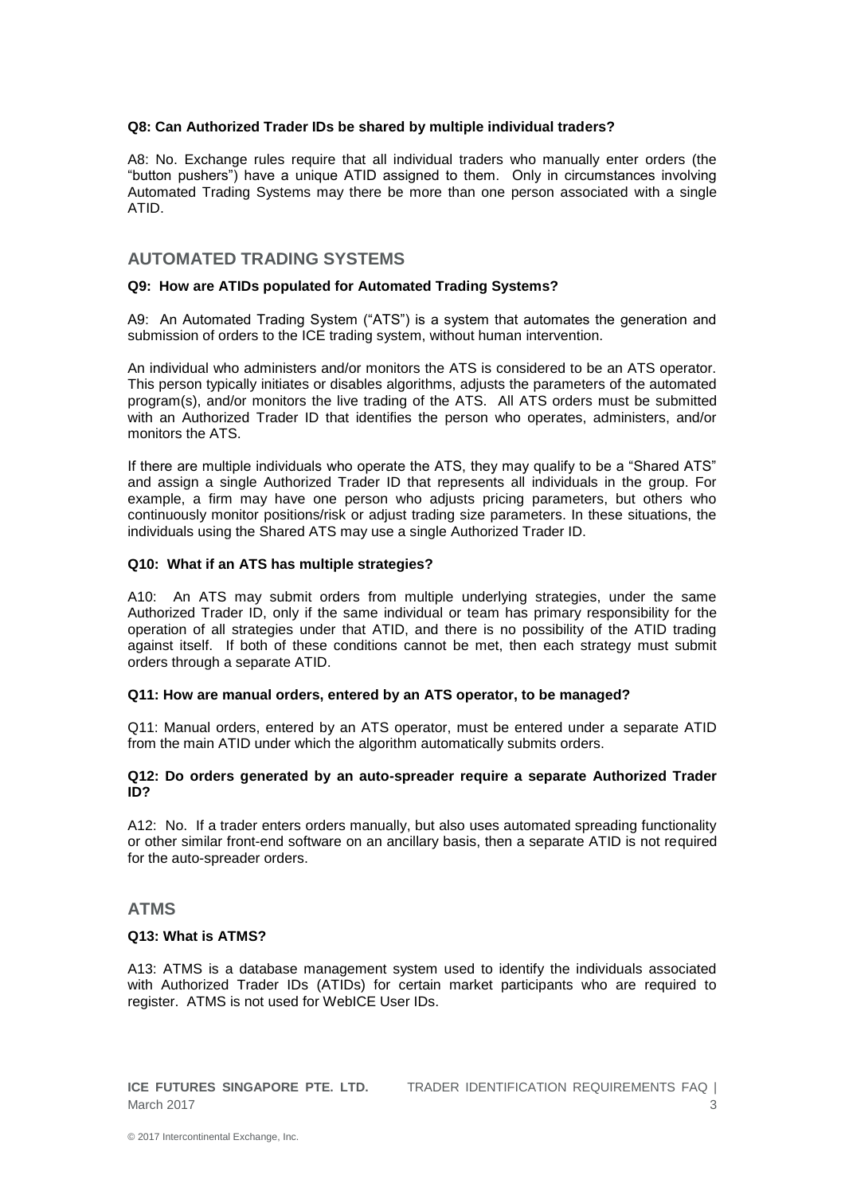**Q8: Can Authorized Trader IDs be shared by multiple individual traders?**

A8: No. Exchange rules require that all individual traders who manually enter orders (the "button pushers") have a unique ATID assigned to them. Only in circumstances involving Automated Trading Systems may there be more than one person associated with a single ATID.

## AUTOMATED TRADING SYSTEMS

**Q9: How are ATIDs populated for Automated Trading Systems?**

A9: An Automated Trading System ("ATS") is a system that automates the generation and submission of orders to the ICE trading system, without human intervention.

An individual who administers and/or monitors the ATS is considered to be an ATS operator. This person typically initiates or disables algorithms, adjusts the parameters of the automated program(s), and/or monitors the live trading of the ATS. All ATS orders must be submitted with an Authorized Trader ID that identifies the person who operates, administers, and/or monitors the ATS.

If there are multiple individuals who operate the ATS, they may qualify to be a "Shared ATS" and assign a single Authorized Trader ID that represents all individuals in the group. For example, a firm may have one person who adjusts pricing parameters, but others who continuously monitor positions/risk or adjust trading size parameters. In these situations, the individuals using the Shared ATS may use a single Authorized Trader ID.

**Q10: What if an ATS has multiple strategies?**

A10: An ATS may submit orders from multiple underlying strategies, under the same Authorized Trader ID, only if the same individual or team has primary responsibility for the operation of all strategies under that ATID, and there is no possibility of the ATID trading against itself. If both of these conditions cannot be met, then each strategy must submit orders through a separate ATID.

**Q11: How are manual orders, entered by an ATS operator, to be managed?**

Q11: Manual orders, entered by an ATS operator, must be entered under a separate ATID from the main ATID under which the algorithm automatically submits orders.

**Q12: Do orders generated by an auto-spreader require a separate Authorized Trader ID?**

A12: No. If a trader enters orders manually, but also uses automated spreading functionality or other similar front-end software on an ancillary basis, then a separate ATID is not required for the auto-spreader orders.

## ATMS

**Q13: What is ATMS?**

A13: ATMS is a database management system used to identify the individuals associated with Authorized Trader IDs (ATIDs) for certain market participants who are required to register. ATMS is not used for WebICE User IDs.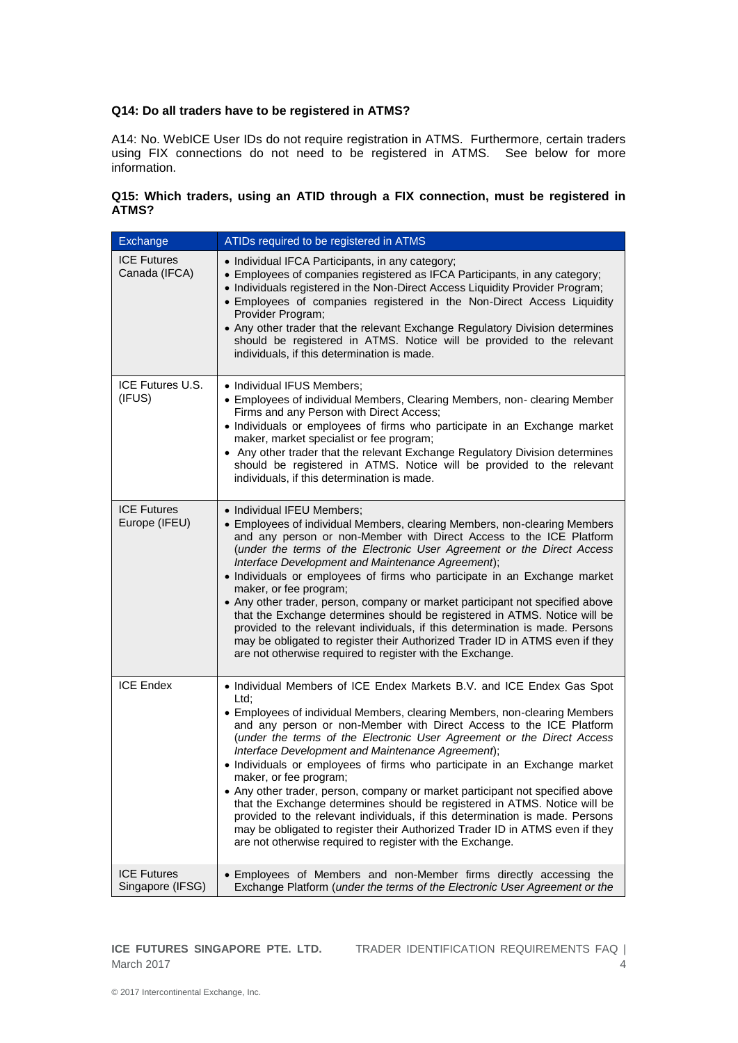**Q14: Do all traders have to be registered in ATMS?**

A14: No. WebICE User IDs do not require registration in ATMS. Furthermore, certain traders using FIX connections do not need to be registered in ATMS. See below for more information.

**Q15: Which traders, using an ATID through a FIX connection, must be registered in ATMS?**

| Exchange | ATIDs required to be registered in ATMS |
|---|---|
| ICE Futures Canada (IFCA) | • Individual IFCA Participants, in any category;<br>• Employees of companies registered as IFCA Participants, in any category;<br>• Individuals registered in the Non-Direct Access Liquidity Provider Program;<br>• Employees of companies registered in the Non-Direct Access Liquidity Provider Program;<br>• Any other trader that the relevant Exchange Regulatory Division determines should be registered in ATMS. Notice will be provided to the relevant individuals, if this determination is made. |
| ICE Futures U.S. (IFUS) | • Individual IFUS Members;<br>• Employees of individual Members, Clearing Members, non- clearing Member Firms and any Person with Direct Access;<br>• Individuals or employees of firms who participate in an Exchange market maker, market specialist or fee program;<br>• Any other trader that the relevant Exchange Regulatory Division determines should be registered in ATMS. Notice will be provided to the relevant individuals, if this determination is made. |
| ICE Futures Europe (IFEU) | • Individual IFEU Members;<br>• Employees of individual Members, clearing Members, non-clearing Members and any person or non-Member with Direct Access to the ICE Platform (*under the terms of the Electronic User Agreement or the Direct Access Interface Development and Maintenance Agreement*);<br>• Individuals or employees of firms who participate in an Exchange market maker, or fee program;<br>• Any other trader, person, company or market participant not specified above that the Exchange determines should be registered in ATMS. Notice will be provided to the relevant individuals, if this determination is made. Persons may be obligated to register their Authorized Trader ID in ATMS even if they are not otherwise required to register with the Exchange. |
| ICE Endex | • Individual Members of ICE Endex Markets B.V. and ICE Endex Gas Spot Ltd;<br>• Employees of individual Members, clearing Members, non-clearing Members and any person or non-Member with Direct Access to the ICE Platform (*under the terms of the Electronic User Agreement or the Direct Access Interface Development and Maintenance Agreement*);<br>• Individuals or employees of firms who participate in an Exchange market maker, or fee program;<br>• Any other trader, person, company or market participant not specified above that the Exchange determines should be registered in ATMS. Notice will be provided to the relevant individuals, if this determination is made. Persons may be obligated to register their Authorized Trader ID in ATMS even if they are not otherwise required to register with the Exchange. |
| ICE Futures Singapore (IFSG) | • Employees of Members and non-Member firms directly accessing the Exchange Platform (*under the terms of the Electronic User Agreement or the* |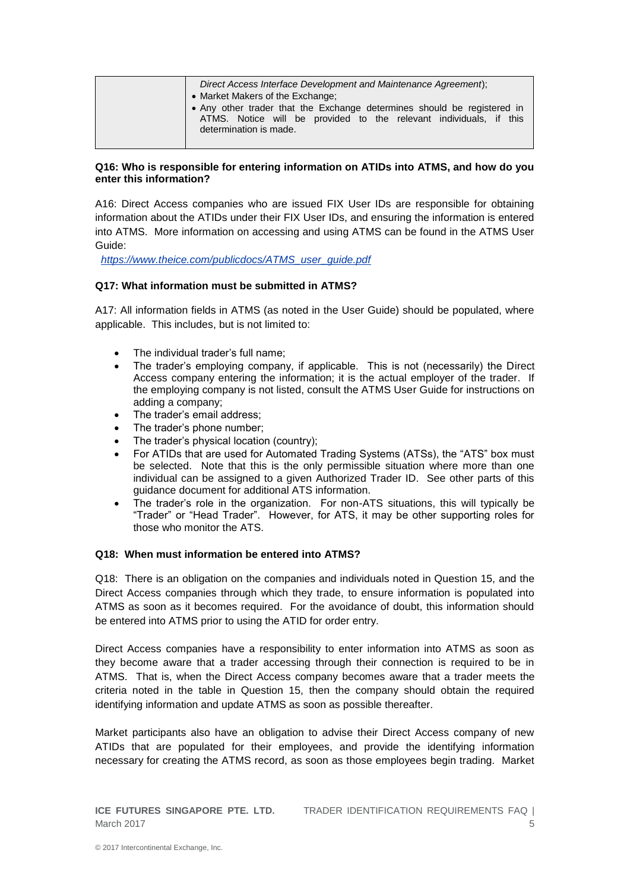| | *Direct Access Interface Development and Maintenance Agreement*);<br>• Market Makers of the Exchange;<br>• Any other trader that the Exchange determines should be registered in ATMS. Notice will be provided to the relevant individuals, if this determination is made. |
|---|---|

**Q16: Who is responsible for entering information on ATIDs into ATMS, and how do you enter this information?**

A16: Direct Access companies who are issued FIX User IDs are responsible for obtaining information about the ATIDs under their FIX User IDs, and ensuring the information is entered into ATMS. More information on accessing and using ATMS can be found in the ATMS User Guide:

[https://www.theice.com/publicdocs/ATMS_user_guide.pdf](https://www.theice.com/publicdocs/ATMS_user_guide.pdf)

**Q17: What information must be submitted in ATMS?**

A17: All information fields in ATMS (as noted in the User Guide) should be populated, where applicable. This includes, but is not limited to:

- The individual trader's full name;
- The trader's employing company, if applicable. This is not (necessarily) the Direct Access company entering the information; it is the actual employer of the trader. If the employing company is not listed, consult the ATMS User Guide for instructions on adding a company;
- The trader's email address;
- The trader's phone number;
- The trader's physical location (country);
- For ATIDs that are used for Automated Trading Systems (ATSs), the "ATS" box must be selected. Note that this is the only permissible situation where more than one individual can be assigned to a given Authorized Trader ID. See other parts of this guidance document for additional ATS information.
- The trader's role in the organization. For non-ATS situations, this will typically be "Trader" or "Head Trader". However, for ATS, it may be other supporting roles for those who monitor the ATS.

**Q18: When must information be entered into ATMS?**

Q18: There is an obligation on the companies and individuals noted in Question 15, and the Direct Access companies through which they trade, to ensure information is populated into ATMS as soon as it becomes required. For the avoidance of doubt, this information should be entered into ATMS prior to using the ATID for order entry.

Direct Access companies have a responsibility to enter information into ATMS as soon as they become aware that a trader accessing through their connection is required to be in ATMS. That is, when the Direct Access company becomes aware that a trader meets the criteria noted in the table in Question 15, then the company should obtain the required identifying information and update ATMS as soon as possible thereafter.

Market participants also have an obligation to advise their Direct Access company of new ATIDs that are populated for their employees, and provide the identifying information necessary for creating the ATMS record, as soon as those employees begin trading. Market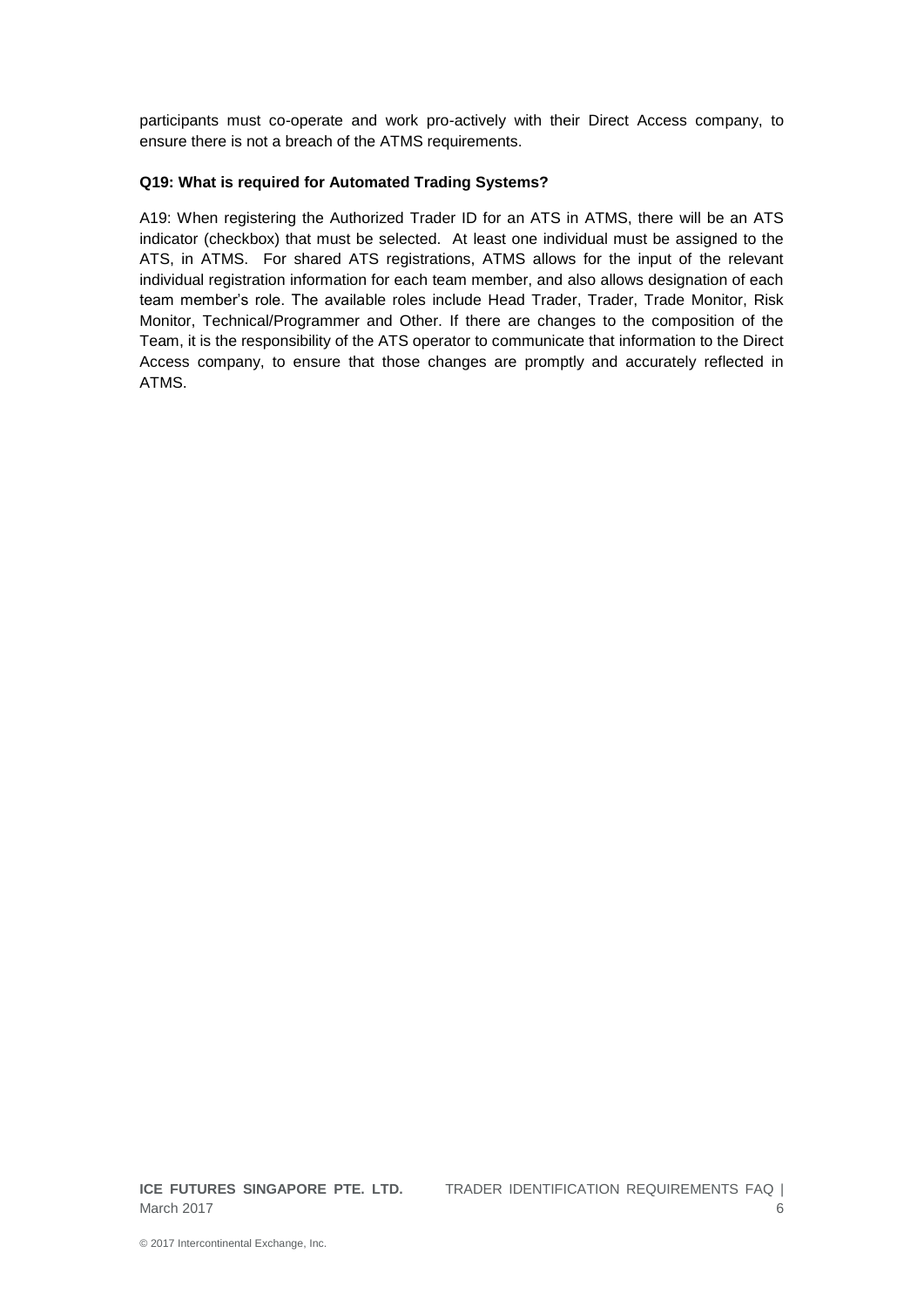participants must co-operate and work pro-actively with their Direct Access company, to ensure there is not a breach of the ATMS requirements.

**Q19: What is required for Automated Trading Systems?**

A19: When registering the Authorized Trader ID for an ATS in ATMS, there will be an ATS indicator (checkbox) that must be selected. At least one individual must be assigned to the ATS, in ATMS. For shared ATS registrations, ATMS allows for the input of the relevant individual registration information for each team member, and also allows designation of each team member's role. The available roles include Head Trader, Trader, Trade Monitor, Risk Monitor, Technical/Programmer and Other. If there are changes to the composition of the Team, it is the responsibility of the ATS operator to communicate that information to the Direct Access company, to ensure that those changes are promptly and accurately reflected in ATMS.